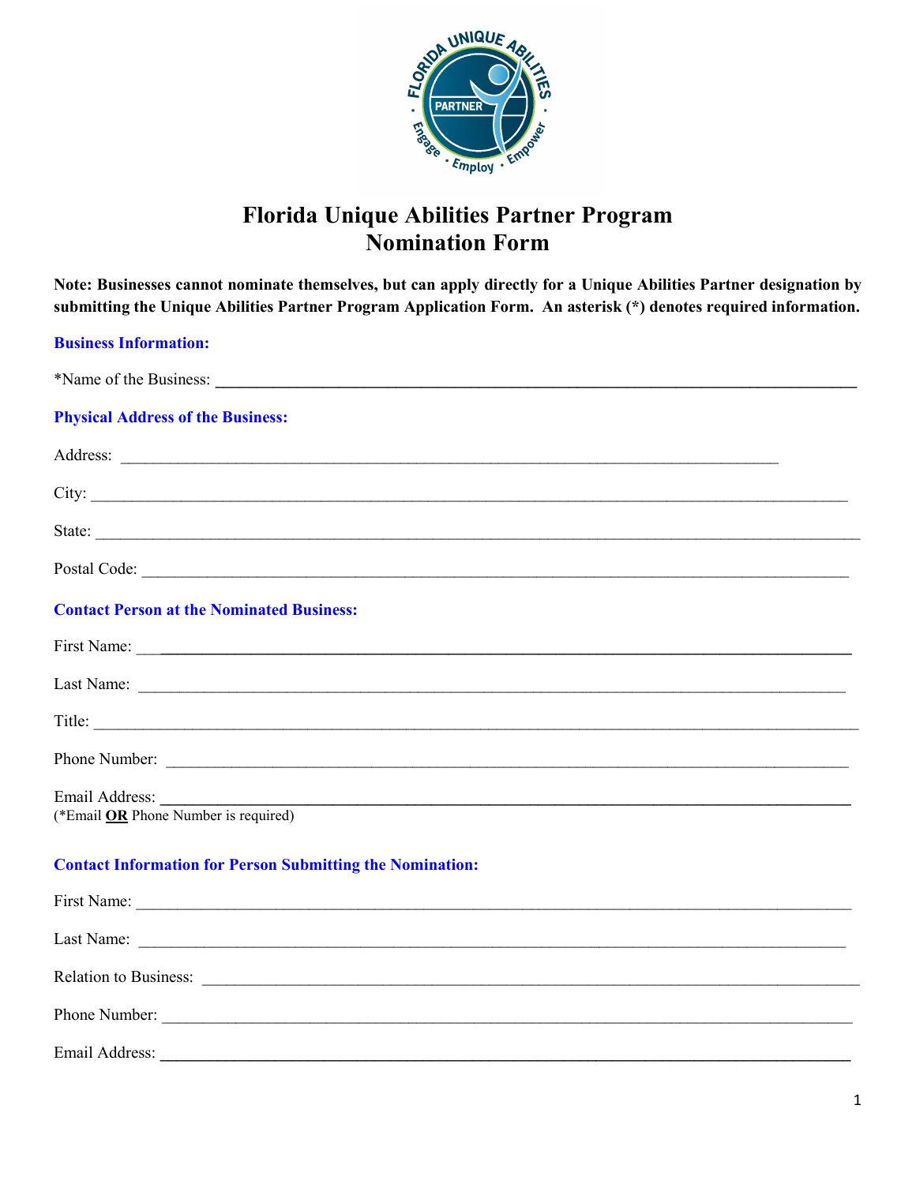# Florida Unique Abilities Partner Program
# Nomination Form

**Note: Businesses cannot nominate themselves, but can apply directly for a Unique Abilities Partner designation by submitting the Unique Abilities Partner Program Application Form. An asterisk (*) denotes required information.**

## Business Information:

*Name of the Business: ______________________________

## Physical Address of the Business:

Address: ______________________________

City: ______________________________

State: ______________________________

Postal Code: ______________________________

## Contact Person at the Nominated Business:

First Name: ______________________________

Last Name: ______________________________

Title: ______________________________

Phone Number: ______________________________

Email Address: ______________________________
(*Email **OR** Phone Number is required)

## Contact Information for Person Submitting the Nomination:

First Name: ______________________________

Last Name: ______________________________

Relation to Business: ______________________________

Phone Number: ______________________________

Email Address: ______________________________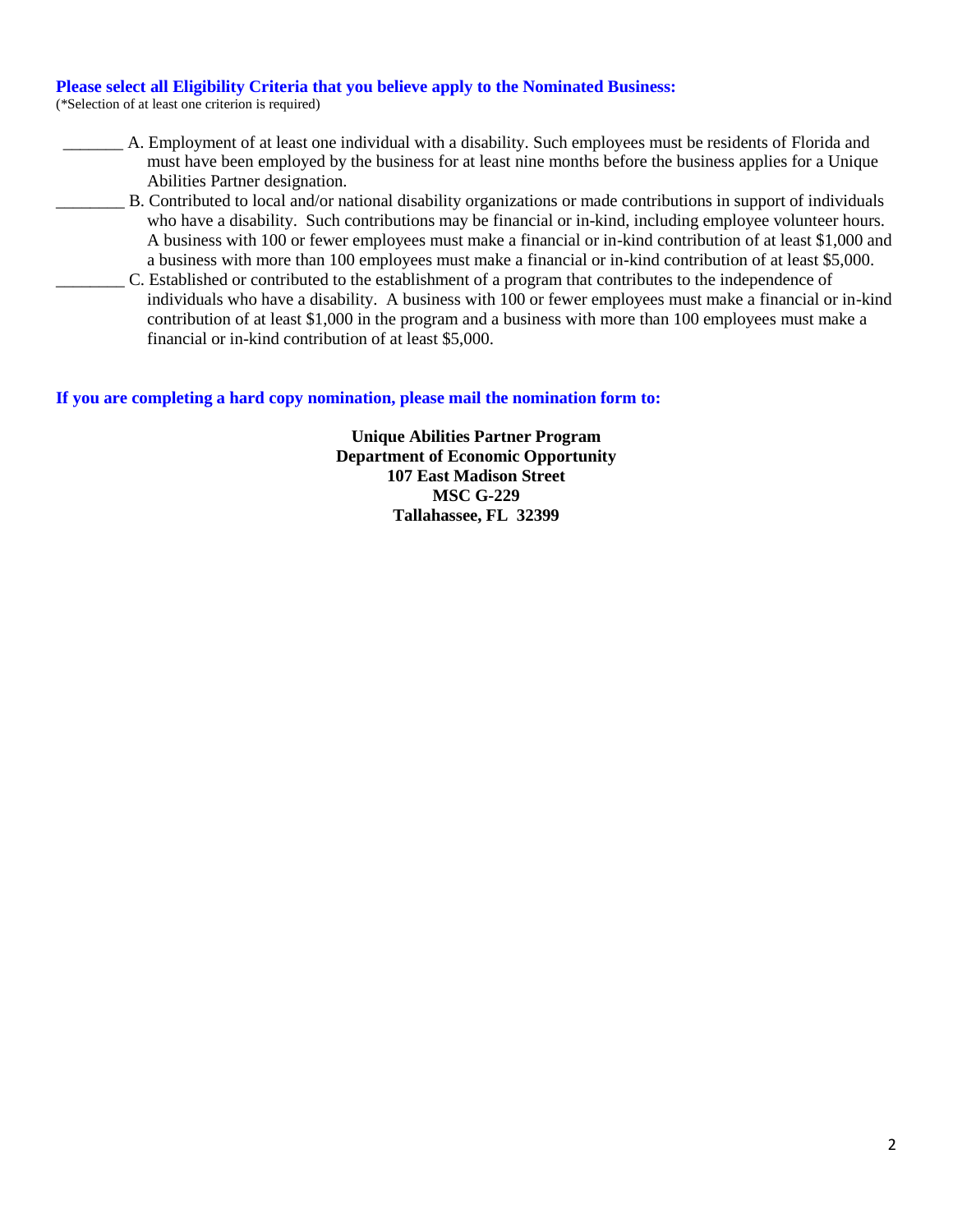**Please select all Eligibility Criteria that you believe apply to the Nominated Business:**

(*Selection of at least one criterion is required)

_______ A. Employment of at least one individual with a disability. Such employees must be residents of Florida and must have been employed by the business for at least nine months before the business applies for a Unique Abilities Partner designation.

________ B. Contributed to local and/or national disability organizations or made contributions in support of individuals who have a disability. Such contributions may be financial or in-kind, including employee volunteer hours. A business with 100 or fewer employees must make a financial or in-kind contribution of at least $1,000 and a business with more than 100 employees must make a financial or in-kind contribution of at least $5,000.

________ C. Established or contributed to the establishment of a program that contributes to the independence of individuals who have a disability. A business with 100 or fewer employees must make a financial or in-kind contribution of at least $1,000 in the program and a business with more than 100 employees must make a financial or in-kind contribution of at least $5,000.

**If you are completing a hard copy nomination, please mail the nomination form to:**

**Unique Abilities Partner Program**
**Department of Economic Opportunity**
**107 East Madison Street**
**MSC G-229**
**Tallahassee, FL 32399**